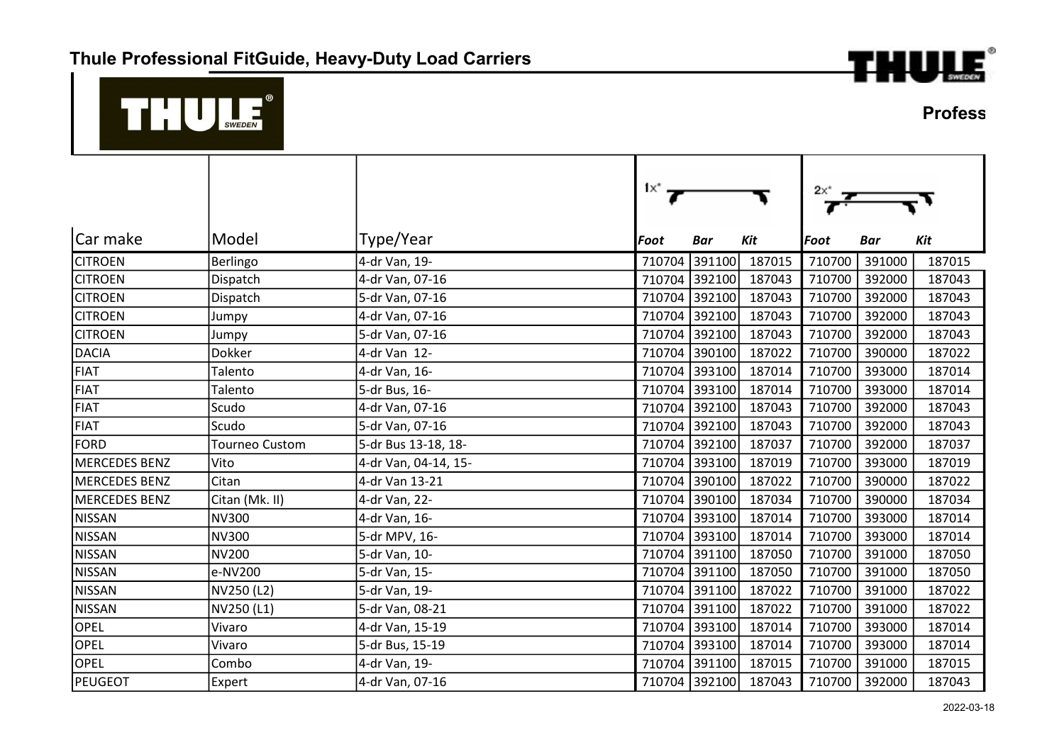# Thule Professional FitGuide, Heavy-Duty Load Carriers

Profess

| Car make | Model | Type/Year | 1x* | | | 2x* | | |
|---|---|---|---|---|---|---|---|---|
| | | | *Foot* | *Bar* | *Kit* | *Foot* | *Bar* | *Kit* |
| CITROEN | Berlingo | 4-dr Van, 19- | 710704 | 391100 | 187015 | 710700 | 391000 | 187015 |
| CITROEN | Dispatch | 4-dr Van, 07-16 | 710704 | 392100 | 187043 | 710700 | 392000 | 187043 |
| CITROEN | Dispatch | 5-dr Van, 07-16 | 710704 | 392100 | 187043 | 710700 | 392000 | 187043 |
| CITROEN | Jumpy | 4-dr Van, 07-16 | 710704 | 392100 | 187043 | 710700 | 392000 | 187043 |
| CITROEN | Jumpy | 5-dr Van, 07-16 | 710704 | 392100 | 187043 | 710700 | 392000 | 187043 |
| DACIA | Dokker | 4-dr Van 12- | 710704 | 390100 | 187022 | 710700 | 390000 | 187022 |
| FIAT | Talento | 4-dr Van, 16- | 710704 | 393100 | 187014 | 710700 | 393000 | 187014 |
| FIAT | Talento | 5-dr Bus, 16- | 710704 | 393100 | 187014 | 710700 | 393000 | 187014 |
| FIAT | Scudo | 4-dr Van, 07-16 | 710704 | 392100 | 187043 | 710700 | 392000 | 187043 |
| FIAT | Scudo | 5-dr Van, 07-16 | 710704 | 392100 | 187043 | 710700 | 392000 | 187043 |
| FORD | Tourneo Custom | 5-dr Bus 13-18, 18- | 710704 | 392100 | 187037 | 710700 | 392000 | 187037 |
| MERCEDES BENZ | Vito | 4-dr Van, 04-14, 15- | 710704 | 393100 | 187019 | 710700 | 393000 | 187019 |
| MERCEDES BENZ | Citan | 4-dr Van 13-21 | 710704 | 390100 | 187022 | 710700 | 390000 | 187022 |
| MERCEDES BENZ | Citan (Mk. II) | 4-dr Van, 22- | 710704 | 390100 | 187034 | 710700 | 390000 | 187034 |
| NISSAN | NV300 | 4-dr Van, 16- | 710704 | 393100 | 187014 | 710700 | 393000 | 187014 |
| NISSAN | NV300 | 5-dr MPV, 16- | 710704 | 393100 | 187014 | 710700 | 393000 | 187014 |
| NISSAN | NV200 | 5-dr Van, 10- | 710704 | 391100 | 187050 | 710700 | 391000 | 187050 |
| NISSAN | e-NV200 | 5-dr Van, 15- | 710704 | 391100 | 187050 | 710700 | 391000 | 187050 |
| NISSAN | NV250 (L2) | 5-dr Van, 19- | 710704 | 391100 | 187022 | 710700 | 391000 | 187022 |
| NISSAN | NV250 (L1) | 5-dr Van, 08-21 | 710704 | 391100 | 187022 | 710700 | 391000 | 187022 |
| OPEL | Vivaro | 4-dr Van, 15-19 | 710704 | 393100 | 187014 | 710700 | 393000 | 187014 |
| OPEL | Vivaro | 5-dr Bus, 15-19 | 710704 | 393100 | 187014 | 710700 | 393000 | 187014 |
| OPEL | Combo | 4-dr Van, 19- | 710704 | 391100 | 187015 | 710700 | 391000 | 187015 |
| PEUGEOT | Expert | 4-dr Van, 07-16 | 710704 | 392100 | 187043 | 710700 | 392000 | 187043 |

2022-03-18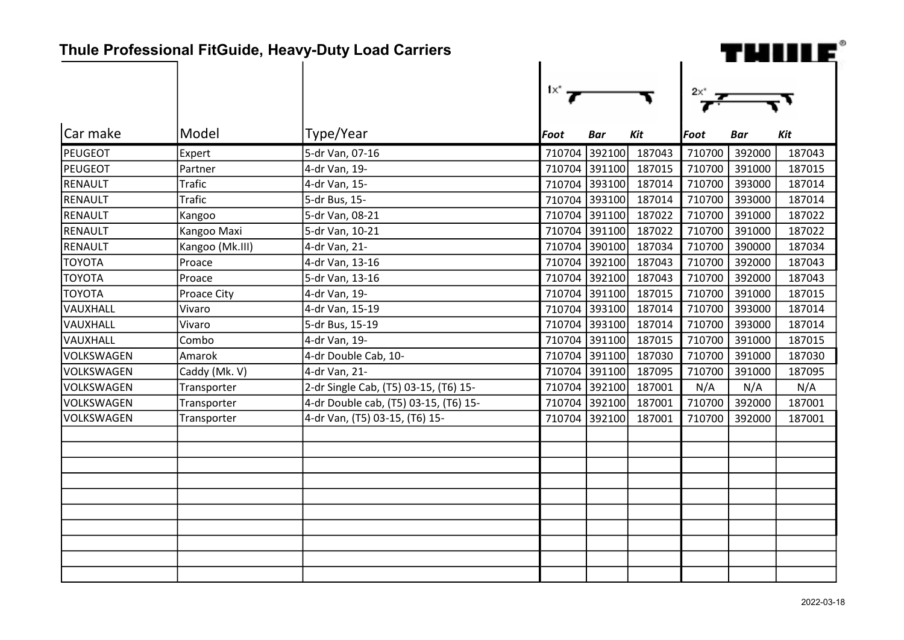## Thule Professional FitGuide, Heavy-Duty Load Carriers

| Car make | Model | Type/Year | 1x* | | | 2x* | | |
|---|---|---|---|---|---|---|---|---|
| | | | *Foot* | *Bar* | *Kit* | *Foot* | *Bar* | *Kit* |
| PEUGEOT | Expert | 5-dr Van, 07-16 | 710704 | 392100 | 187043 | 710700 | 392000 | 187043 |
| PEUGEOT | Partner | 4-dr Van, 19- | 710704 | 391100 | 187015 | 710700 | 391000 | 187015 |
| RENAULT | Trafic | 4-dr Van, 15- | 710704 | 393100 | 187014 | 710700 | 393000 | 187014 |
| RENAULT | Trafic | 5-dr Bus, 15- | 710704 | 393100 | 187014 | 710700 | 393000 | 187014 |
| RENAULT | Kangoo | 5-dr Van, 08-21 | 710704 | 391100 | 187022 | 710700 | 391000 | 187022 |
| RENAULT | Kangoo Maxi | 5-dr Van, 10-21 | 710704 | 391100 | 187022 | 710700 | 391000 | 187022 |
| RENAULT | Kangoo (Mk.III) | 4-dr Van, 21- | 710704 | 390100 | 187034 | 710700 | 390000 | 187034 |
| TOYOTA | Proace | 4-dr Van, 13-16 | 710704 | 392100 | 187043 | 710700 | 392000 | 187043 |
| TOYOTA | Proace | 5-dr Van, 13-16 | 710704 | 392100 | 187043 | 710700 | 392000 | 187043 |
| TOYOTA | Proace City | 4-dr Van, 19- | 710704 | 391100 | 187015 | 710700 | 391000 | 187015 |
| VAUXHALL | Vivaro | 4-dr Van, 15-19 | 710704 | 393100 | 187014 | 710700 | 393000 | 187014 |
| VAUXHALL | Vivaro | 5-dr Bus, 15-19 | 710704 | 393100 | 187014 | 710700 | 393000 | 187014 |
| VAUXHALL | Combo | 4-dr Van, 19- | 710704 | 391100 | 187015 | 710700 | 391000 | 187015 |
| VOLKSWAGEN | Amarok | 4-dr Double Cab, 10- | 710704 | 391100 | 187030 | 710700 | 391000 | 187030 |
| VOLKSWAGEN | Caddy (Mk. V) | 4-dr Van, 21- | 710704 | 391100 | 187095 | 710700 | 391000 | 187095 |
| VOLKSWAGEN | Transporter | 2-dr Single Cab, (T5) 03-15, (T6) 15- | 710704 | 392100 | 187001 | N/A | N/A | N/A |
| VOLKSWAGEN | Transporter | 4-dr Double cab, (T5) 03-15, (T6) 15- | 710704 | 392100 | 187001 | 710700 | 392000 | 187001 |
| VOLKSWAGEN | Transporter | 4-dr Van, (T5) 03-15, (T6) 15- | 710704 | 392100 | 187001 | 710700 | 392000 | 187001 |

2022-03-18